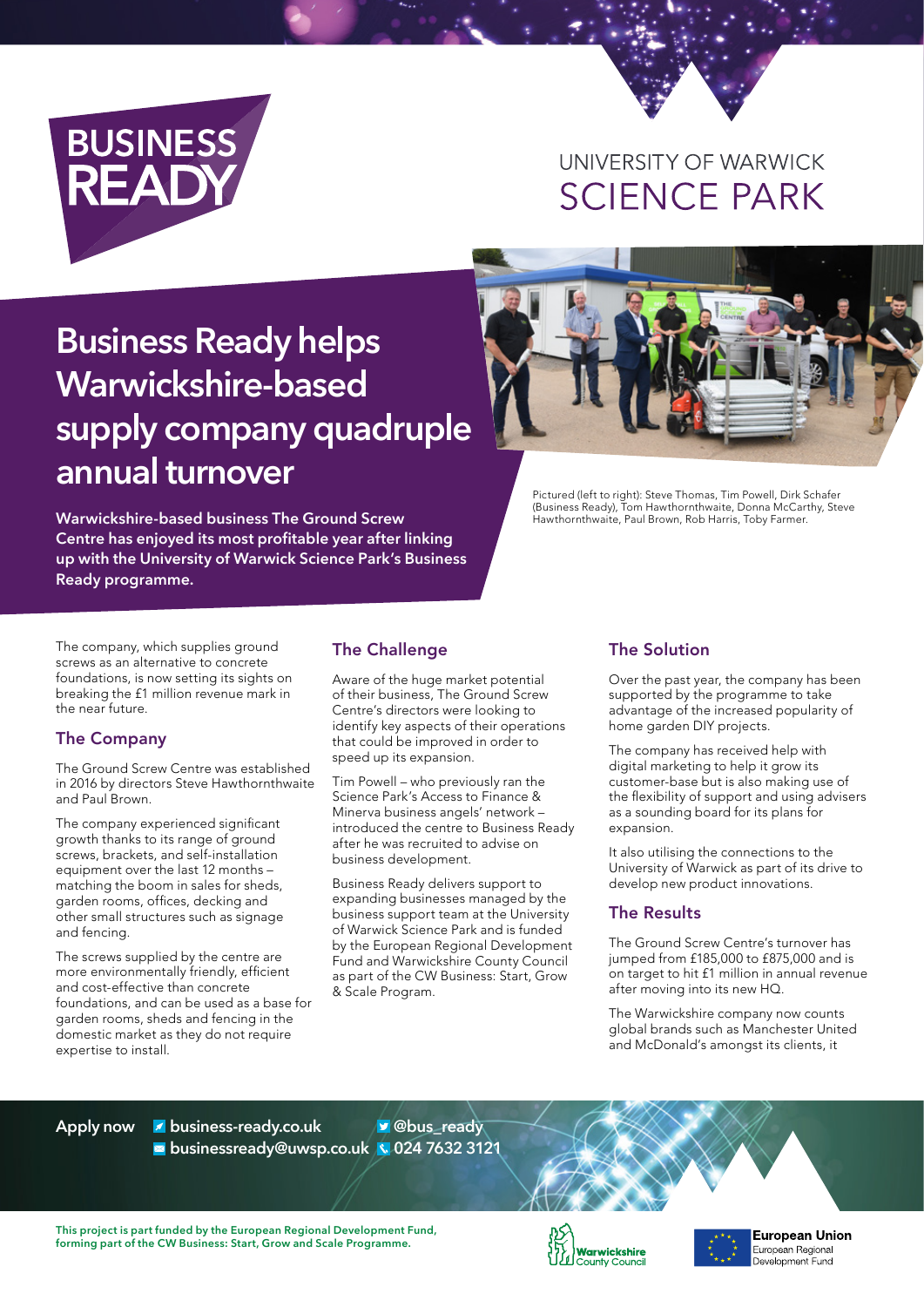BUSINESS READY

UNIVERSITY OF WARWICK
SCIENCE PARK

# Business Ready helps Warwickshire-based supply company quadruple annual turnover

**Warwickshire-based business The Ground Screw Centre has enjoyed its most profitable year after linking up with the University of Warwick Science Park's Business Ready programme.**

Pictured (left to right): Steve Thomas, Tim Powell, Dirk Schafer (Business Ready), Tom Hawthornthwaite, Donna McCarthy, Steve Hawthornthwaite, Paul Brown, Rob Harris, Toby Farmer.

The company, which supplies ground screws as an alternative to concrete foundations, is now setting its sights on breaking the £1 million revenue mark in the near future.

## The Company

The Ground Screw Centre was established in 2016 by directors Steve Hawthornthwaite and Paul Brown.

The company experienced significant growth thanks to its range of ground screws, brackets, and self-installation equipment over the last 12 months – matching the boom in sales for sheds, garden rooms, offices, decking and other small structures such as signage and fencing.

The screws supplied by the centre are more environmentally friendly, efficient and cost-effective than concrete foundations, and can be used as a base for garden rooms, sheds and fencing in the domestic market as they do not require expertise to install.

## The Challenge

Aware of the huge market potential of their business, The Ground Screw Centre's directors were looking to identify key aspects of their operations that could be improved in order to speed up its expansion.

Tim Powell – who previously ran the Science Park's Access to Finance & Minerva business angels' network – introduced the centre to Business Ready after he was recruited to advise on business development.

Business Ready delivers support to expanding businesses managed by the business support team at the University of Warwick Science Park and is funded by the European Regional Development Fund and Warwickshire County Council as part of the CW Business: Start, Grow & Scale Program.

## The Solution

Over the past year, the company has been supported by the programme to take advantage of the increased popularity of home garden DIY projects.

The company has received help with digital marketing to help it grow its customer-base but is also making use of the flexibility of support and using advisers as a sounding board for its plans for expansion.

It also utilising the connections to the University of Warwick as part of its drive to develop new product innovations.

## The Results

The Ground Screw Centre's turnover has jumped from £185,000 to £875,000 and is on target to hit £1 million in annual revenue after moving into its new HQ.

The Warwickshire company now counts global brands such as Manchester United and McDonald's amongst its clients, it

**Apply now** business-ready.co.uk @bus_ready businessready@uwsp.co.uk 024 7632 3121

**This project is part funded by the European Regional Development Fund, forming part of the CW Business: Start, Grow and Scale Programme.**

Warwickshire County Council

European Union European Regional Development Fund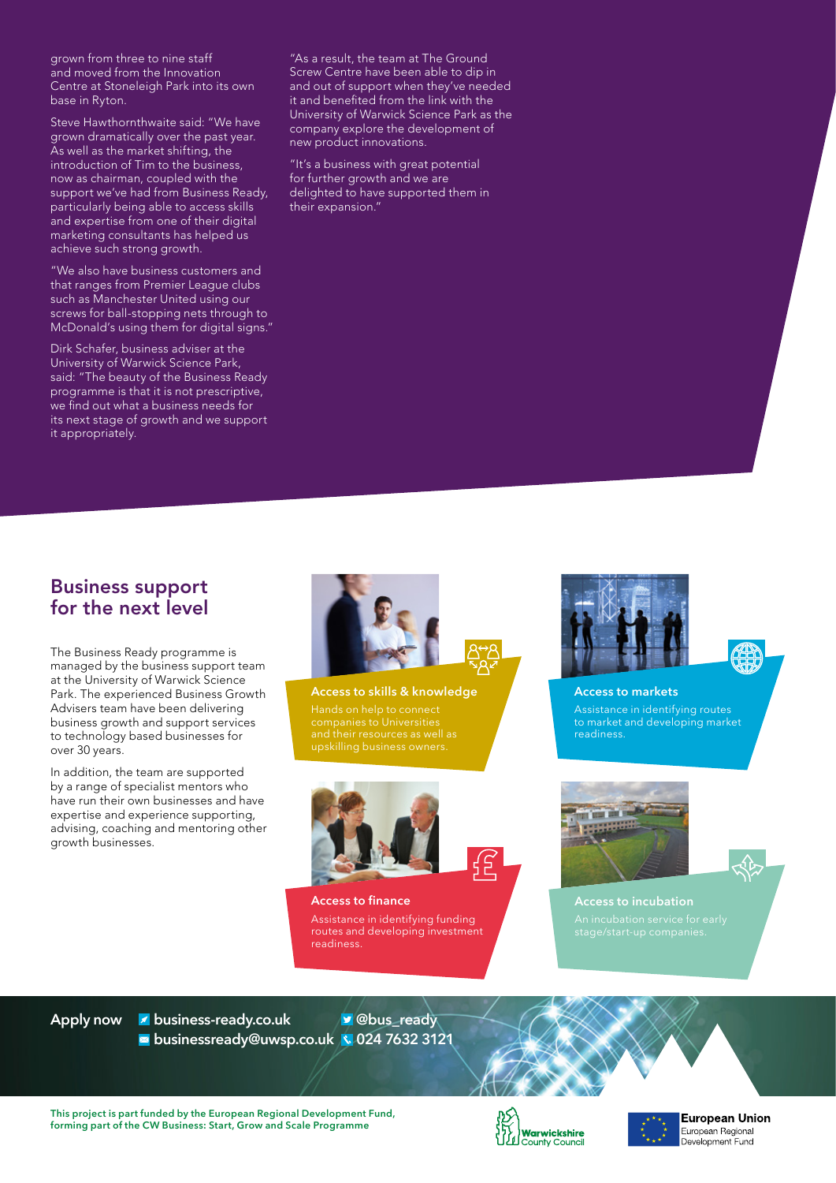grown from three to nine staff and moved from the Innovation Centre at Stoneleigh Park into its own base in Ryton.

Steve Hawthornthwaite said: "We have grown dramatically over the past year. As well as the market shifting, the introduction of Tim to the business, now as chairman, coupled with the support we've had from Business Ready, particularly being able to access skills and expertise from one of their digital marketing consultants has helped us achieve such strong growth.

"We also have business customers and that ranges from Premier League clubs such as Manchester United using our screws for ball-stopping nets through to McDonald's using them for digital signs."

Dirk Schafer, business adviser at the University of Warwick Science Park, said: "The beauty of the Business Ready programme is that it is not prescriptive, we find out what a business needs for its next stage of growth and we support it appropriately.

"As a result, the team at The Ground Screw Centre have been able to dip in and out of support when they've needed it and benefited from the link with the University of Warwick Science Park as the company explore the development of new product innovations.

"It's a business with great potential for further growth and we are delighted to have supported them in their expansion."

## Business support for the next level

The Business Ready programme is managed by the business support team at the University of Warwick Science Park. The experienced Business Growth Advisers team have been delivering business growth and support services to technology based businesses for over 30 years.

In addition, the team are supported by a range of specialist mentors who have run their own businesses and have expertise and experience supporting, advising, coaching and mentoring other growth businesses.

### Access to skills & knowledge

Hands on help to connect companies to Universities and their resources as well as upskilling business owners.

### Access to markets

Assistance in identifying routes to market and developing market readiness.

### Access to finance

Assistance in identifying funding routes and developing investment readiness.

### Access to incubation

An incubation service for early stage/start-up companies.

**Apply now** business-ready.co.uk | @bus_ready | businessready@uwsp.co.uk | 024 7632 3121

**This project is part funded by the European Regional Development Fund, forming part of the CW Business: Start, Grow and Scale Programme**

Warwickshire County Council

European Union European Regional Development Fund